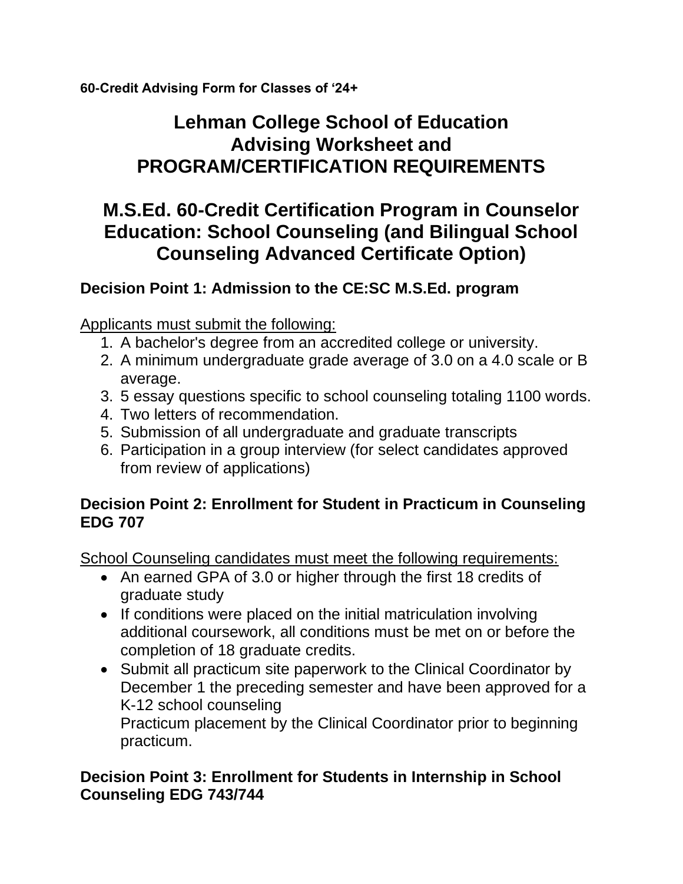**60-Credit Advising Form for Classes of '24+**

# Lehman College School of Education
# Advising Worksheet and
# PROGRAM/CERTIFICATION REQUIREMENTS

# M.S.Ed. 60-Credit Certification Program in Counselor Education: School Counseling (and Bilingual School Counseling Advanced Certificate Option)

## Decision Point 1: Admission to the CE:SC M.S.Ed. program

<u>Applicants must submit the following:</u>

1. A bachelor's degree from an accredited college or university.
2. A minimum undergraduate grade average of 3.0 on a 4.0 scale or B average.
3. 5 essay questions specific to school counseling totaling 1100 words.
4. Two letters of recommendation.
5. Submission of all undergraduate and graduate transcripts
6. Participation in a group interview (for select candidates approved from review of applications)

## Decision Point 2: Enrollment for Student in Practicum in Counseling EDG 707

<u>School Counseling candidates must meet the following requirements:</u>

- An earned GPA of 3.0 or higher through the first 18 credits of graduate study
- If conditions were placed on the initial matriculation involving additional coursework, all conditions must be met on or before the completion of 18 graduate credits.
- Submit all practicum site paperwork to the Clinical Coordinator by December 1 the preceding semester and have been approved for a K-12 school counseling Practicum placement by the Clinical Coordinator prior to beginning practicum.

## Decision Point 3: Enrollment for Students in Internship in School Counseling EDG 743/744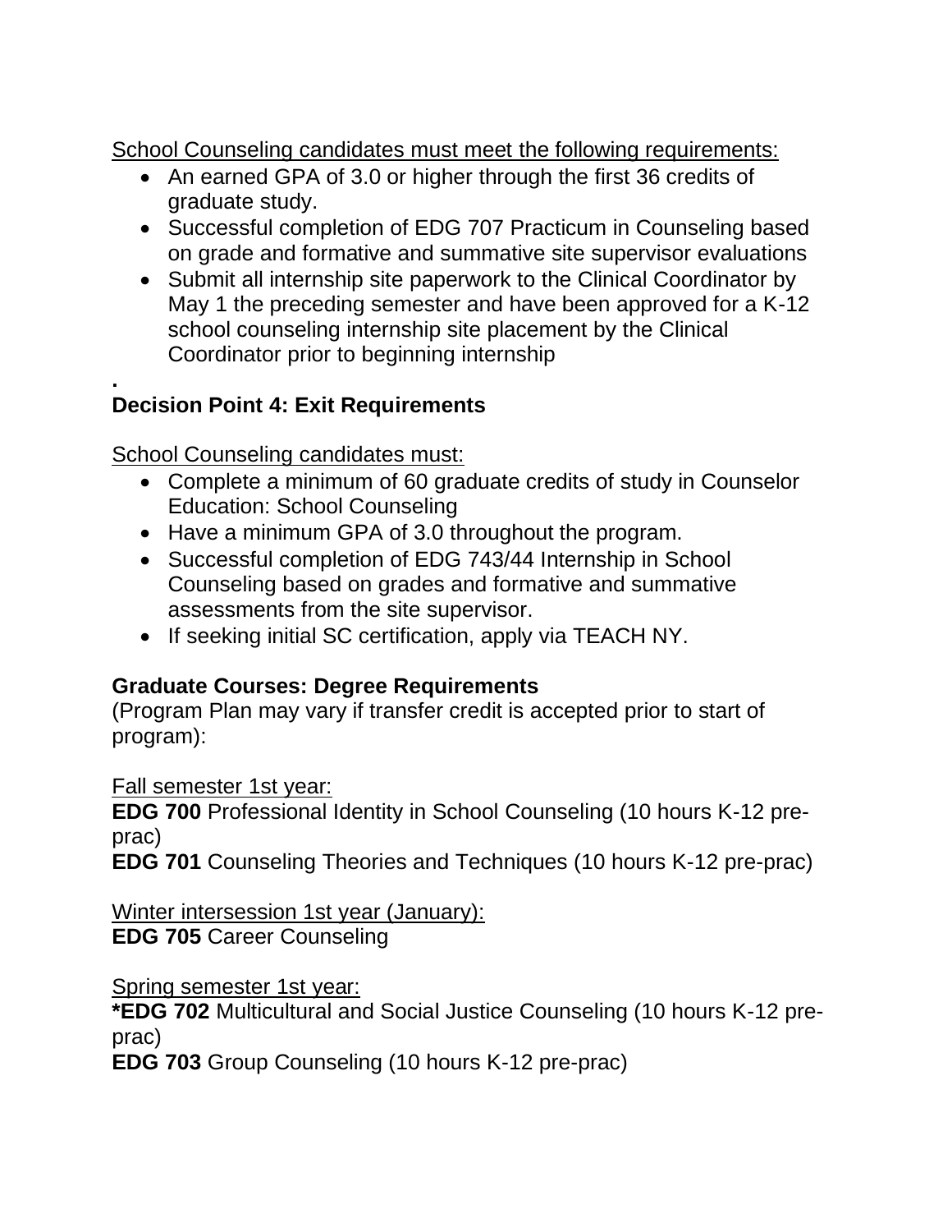School Counseling candidates must meet the following requirements:

- An earned GPA of 3.0 or higher through the first 36 credits of graduate study.
- Successful completion of EDG 707 Practicum in Counseling based on grade and formative and summative site supervisor evaluations
- Submit all internship site paperwork to the Clinical Coordinator by May 1 the preceding semester and have been approved for a K-12 school counseling internship site placement by the Clinical Coordinator prior to beginning internship

.

**Decision Point 4: Exit Requirements**

School Counseling candidates must:

- Complete a minimum of 60 graduate credits of study in Counselor Education: School Counseling
- Have a minimum GPA of 3.0 throughout the program.
- Successful completion of EDG 743/44 Internship in School Counseling based on grades and formative and summative assessments from the site supervisor.
- If seeking initial SC certification, apply via TEACH NY.

**Graduate Courses: Degree Requirements**
(Program Plan may vary if transfer credit is accepted prior to start of program):

Fall semester 1st year:
**EDG 700** Professional Identity in School Counseling (10 hours K-12 pre-prac)
**EDG 701** Counseling Theories and Techniques (10 hours K-12 pre-prac)

Winter intersession 1st year (January):
**EDG 705** Career Counseling

Spring semester 1st year:
**\*EDG 702** Multicultural and Social Justice Counseling (10 hours K-12 pre-prac)
**EDG 703** Group Counseling (10 hours K-12 pre-prac)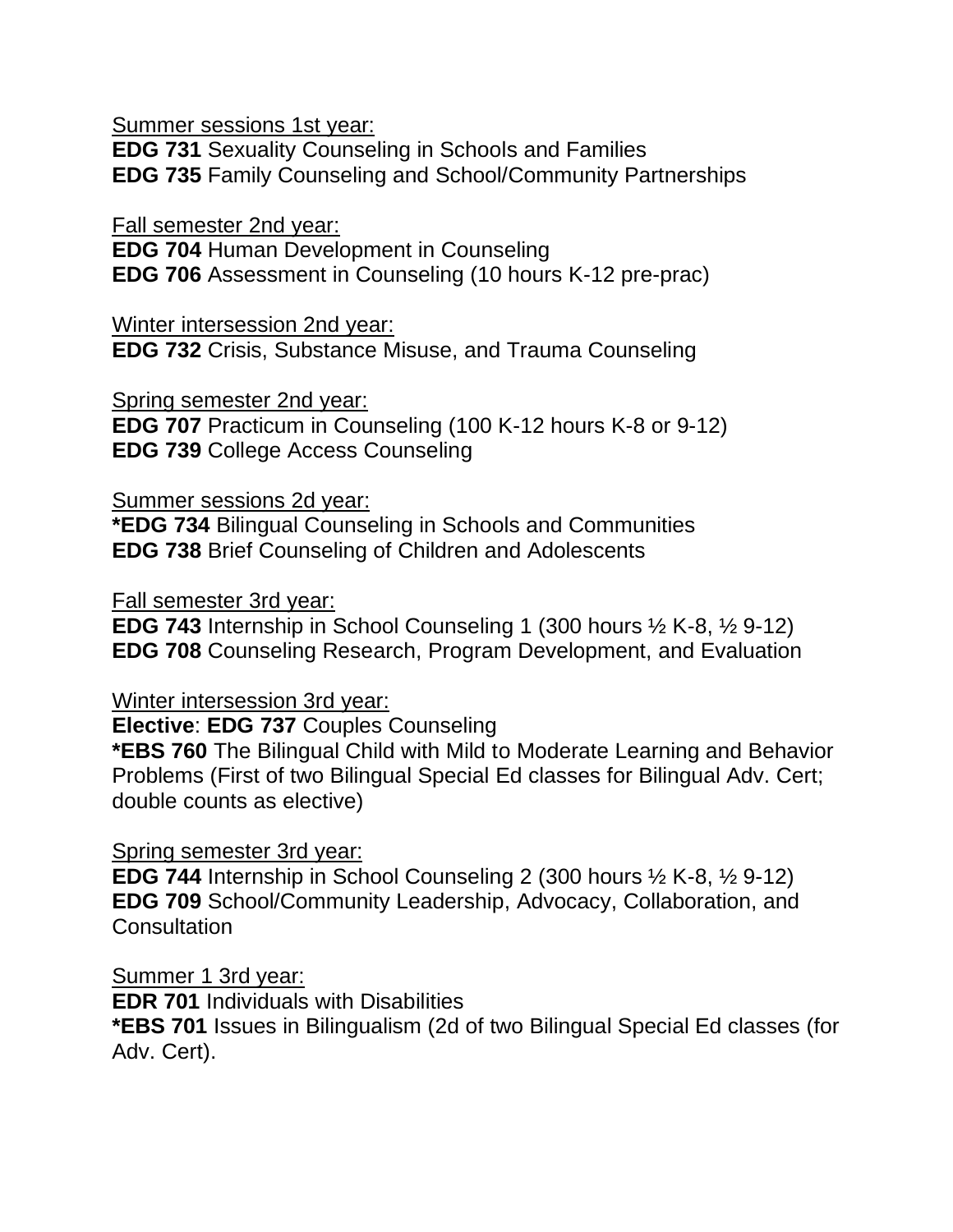Summer sessions 1st year:
**EDG 731** Sexuality Counseling in Schools and Families
**EDG 735** Family Counseling and School/Community Partnerships

Fall semester 2nd year:
**EDG 704** Human Development in Counseling
**EDG 706** Assessment in Counseling (10 hours K-12 pre-prac)

Winter intersession 2nd year:
**EDG 732** Crisis, Substance Misuse, and Trauma Counseling

Spring semester 2nd year:
**EDG 707** Practicum in Counseling (100 K-12 hours K-8 or 9-12)
**EDG 739** College Access Counseling

Summer sessions 2d year:
**\*EDG 734** Bilingual Counseling in Schools and Communities
**EDG 738** Brief Counseling of Children and Adolescents

Fall semester 3rd year:
**EDG 743** Internship in School Counseling 1 (300 hours ½ K-8, ½ 9-12)
**EDG 708** Counseling Research, Program Development, and Evaluation

Winter intersession 3rd year:
**Elective**: **EDG 737** Couples Counseling
**\*EBS 760** The Bilingual Child with Mild to Moderate Learning and Behavior Problems (First of two Bilingual Special Ed classes for Bilingual Adv. Cert; double counts as elective)

Spring semester 3rd year:
**EDG 744** Internship in School Counseling 2 (300 hours ½ K-8, ½ 9-12)
**EDG 709** School/Community Leadership, Advocacy, Collaboration, and Consultation

Summer 1 3rd year:
**EDR 701** Individuals with Disabilities
**\*EBS 701** Issues in Bilingualism (2d of two Bilingual Special Ed classes (for Adv. Cert).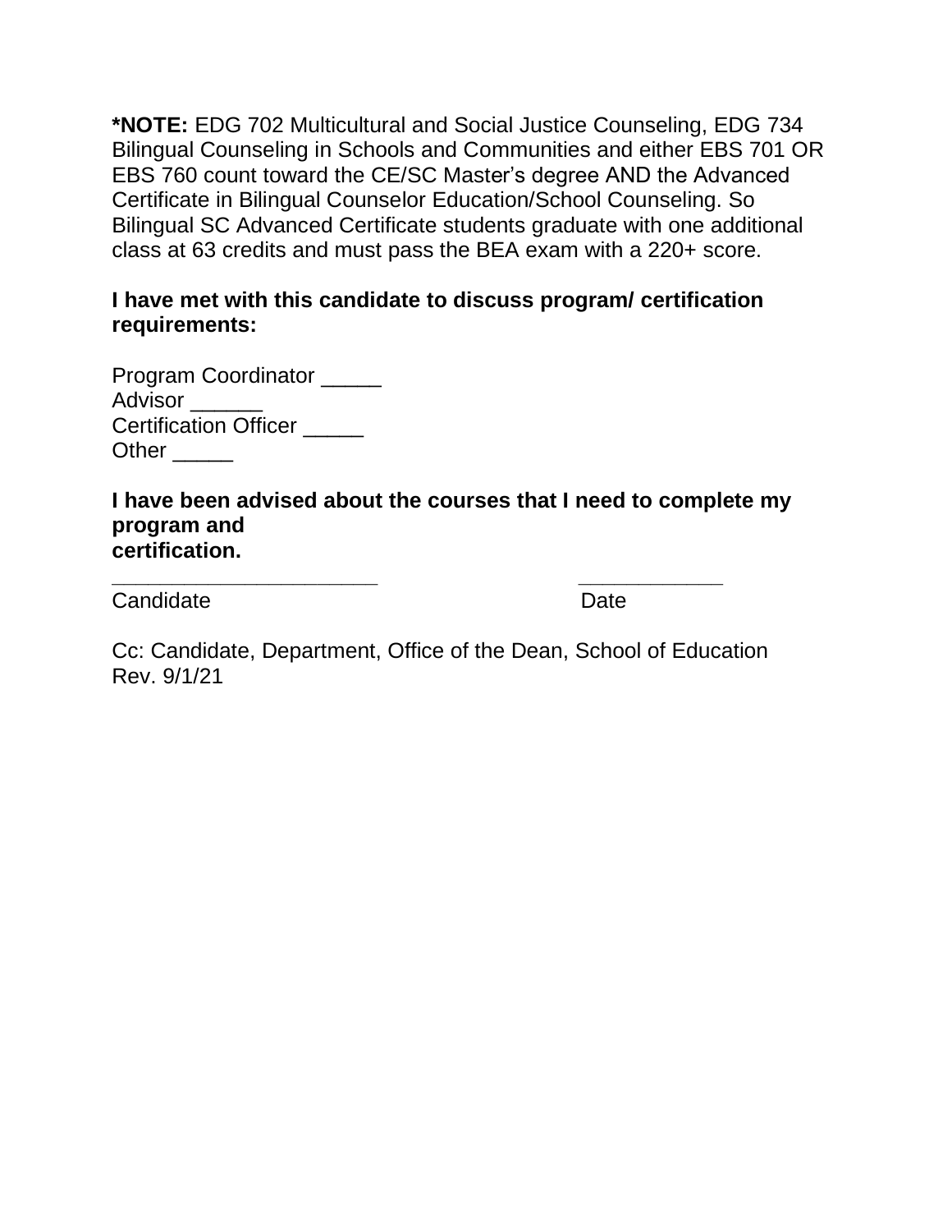**\*NOTE:** EDG 702 Multicultural and Social Justice Counseling, EDG 734 Bilingual Counseling in Schools and Communities and either EBS 701 OR EBS 760 count toward the CE/SC Master's degree AND the Advanced Certificate in Bilingual Counselor Education/School Counseling. So Bilingual SC Advanced Certificate students graduate with one additional class at 63 credits and must pass the BEA exam with a 220+ score.

**I have met with this candidate to discuss program/ certification requirements:**

Program Coordinator _____
Advisor ______
Certification Officer _____
Other _____

**I have been advised about the courses that I need to complete my program and certification.**

______________________ ____________
Candidate Date

Cc: Candidate, Department, Office of the Dean, School of Education
Rev. 9/1/21